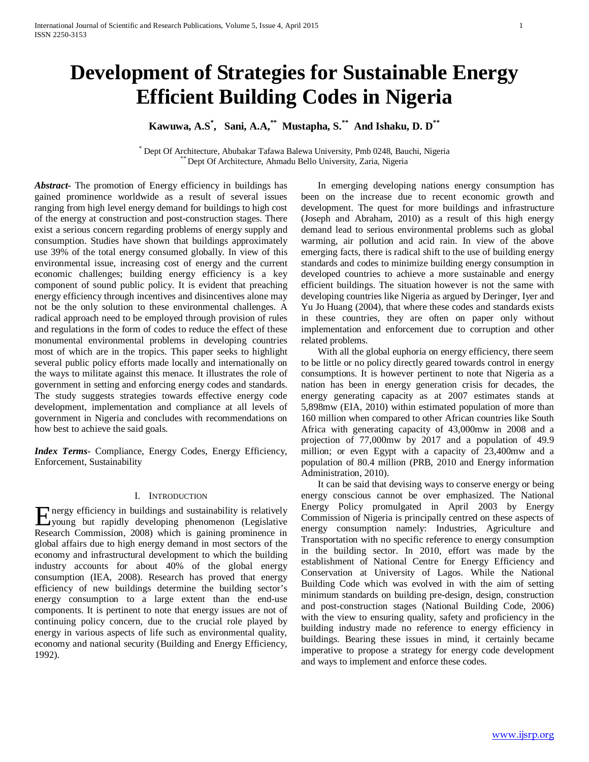# Development of Strategies for Sustainable Energy Efficient Building Codes in Nigeria

**Kawuwa, A.S[*], Sani, A.A,[**] Mustapha, S.[**] And Ishaku, D. D[**]**

[*] Dept Of Architecture, Abubakar Tafawa Balewa University, Pmb 0248, Bauchi, Nigeria
[**] Dept Of Architecture, Ahmadu Bello University, Zaria, Nigeria

***Abstract*-** The promotion of Energy efficiency in buildings has gained prominence worldwide as a result of several issues ranging from high level energy demand for buildings to high cost of the energy at construction and post-construction stages. There exist a serious concern regarding problems of energy supply and consumption. Studies have shown that buildings approximately use 39% of the total energy consumed globally. In view of this environmental issue, increasing cost of energy and the current economic challenges; building energy efficiency is a key component of sound public policy. It is evident that preaching energy efficiency through incentives and disincentives alone may not be the only solution to these environmental challenges. A radical approach need to be employed through provision of rules and regulations in the form of codes to reduce the effect of these monumental environmental problems in developing countries most of which are in the tropics. This paper seeks to highlight several public policy efforts made locally and internationally on the ways to militate against this menace. It illustrates the role of government in setting and enforcing energy codes and standards. The study suggests strategies towards effective energy code development, implementation and compliance at all levels of government in Nigeria and concludes with recommendations on how best to achieve the said goals.

***Index Terms*-** Compliance, Energy Codes, Energy Efficiency, Enforcement, Sustainability

## I. Introduction

Energy efficiency in buildings and sustainability is relatively young but rapidly developing phenomenon (Legislative Research Commission, 2008) which is gaining prominence in global affairs due to high energy demand in most sectors of the economy and infrastructural development to which the building industry accounts for about 40% of the global energy consumption (IEA, 2008). Research has proved that energy efficiency of new buildings determine the building sector's energy consumption to a large extent than the end-use components. It is pertinent to note that energy issues are not of continuing policy concern, due to the crucial role played by energy in various aspects of life such as environmental quality, economy and national security (Building and Energy Efficiency, 1992).

In emerging developing nations energy consumption has been on the increase due to recent economic growth and development. The quest for more buildings and infrastructure (Joseph and Abraham, 2010) as a result of this high energy demand lead to serious environmental problems such as global warming, air pollution and acid rain. In view of the above emerging facts, there is radical shift to the use of building energy standards and codes to minimize building energy consumption in developed countries to achieve a more sustainable and energy efficient buildings. The situation however is not the same with developing countries like Nigeria as argued by Deringer, Iyer and Yu Jo Huang (2004), that where these codes and standards exists in these countries, they are often on paper only without implementation and enforcement due to corruption and other related problems.

With all the global euphoria on energy efficiency, there seem to be little or no policy directly geared towards control in energy consumptions. It is however pertinent to note that Nigeria as a nation has been in energy generation crisis for decades, the energy generating capacity as at 2007 estimates stands at 5,898mw (EIA, 2010) within estimated population of more than 160 million when compared to other African countries like South Africa with generating capacity of 43,000mw in 2008 and a projection of 77,000mw by 2017 and a population of 49.9 million; or even Egypt with a capacity of 23,400mw and a population of 80.4 million (PRB, 2010 and Energy information Administration, 2010).

It can be said that devising ways to conserve energy or being energy conscious cannot be over emphasized. The National Energy Policy promulgated in April 2003 by Energy Commission of Nigeria is principally centred on these aspects of energy consumption namely: Industries, Agriculture and Transportation with no specific reference to energy consumption in the building sector. In 2010, effort was made by the establishment of National Centre for Energy Efficiency and Conservation at University of Lagos. While the National Building Code which was evolved in with the aim of setting minimum standards on building pre-design, design, construction and post-construction stages (National Building Code, 2006) with the view to ensuring quality, safety and proficiency in the building industry made no reference to energy efficiency in buildings. Bearing these issues in mind, it certainly became imperative to propose a strategy for energy code development and ways to implement and enforce these codes.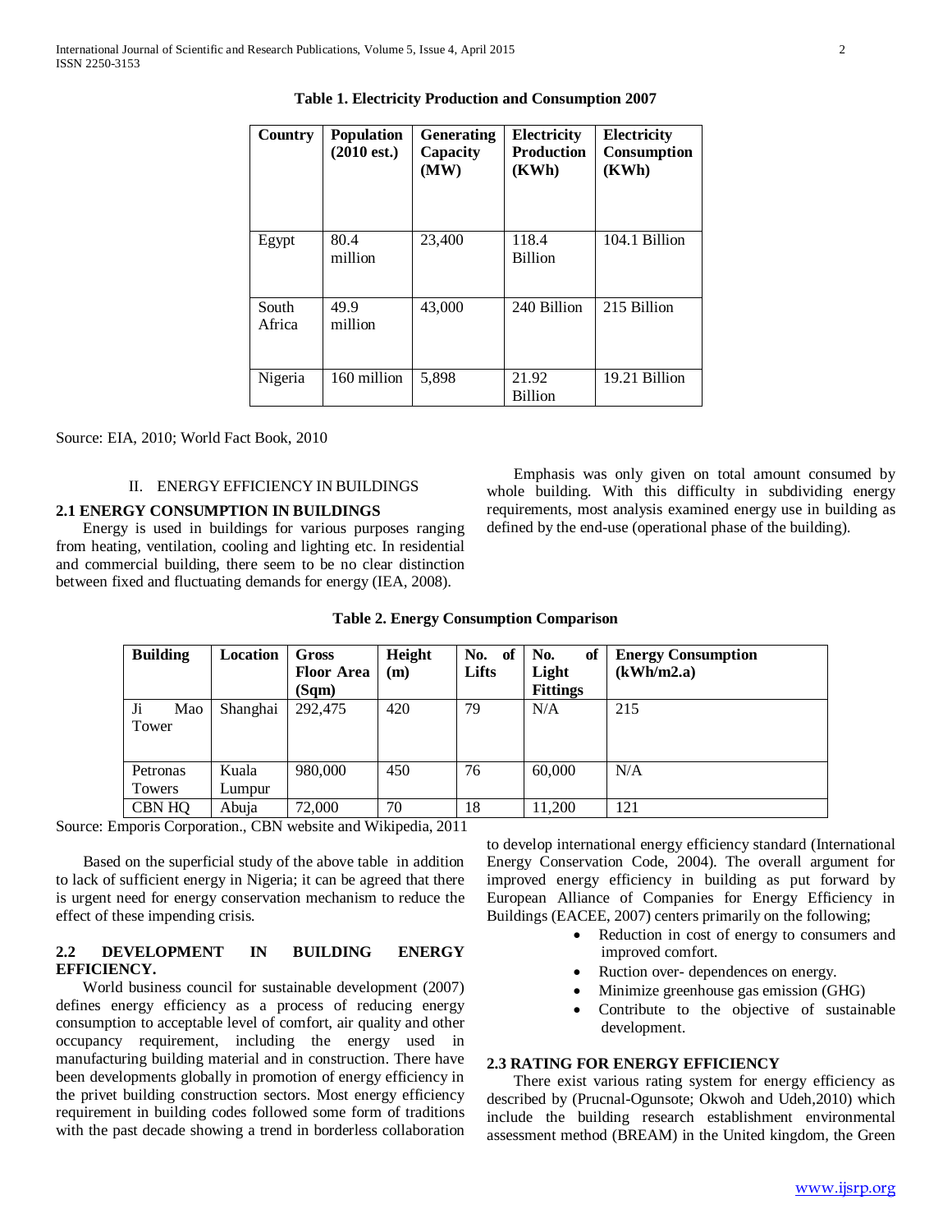**Table 1. Electricity Production and Consumption 2007**

| Country | Population (2010 est.) | Generating Capacity (MW) | Electricity Production (KWh) | Electricity Consumption (KWh) |
|---|---|---|---|---|
| Egypt | 80.4 million | 23,400 | 118.4 Billion | 104.1 Billion |
| South Africa | 49.9 million | 43,000 | 240 Billion | 215 Billion |
| Nigeria | 160 million | 5,898 | 21.92 Billion | 19.21 Billion |

Source: EIA, 2010; World Fact Book, 2010

## II. ENERGY EFFICIENCY IN BUILDINGS

### 2.1 ENERGY CONSUMPTION IN BUILDINGS

Energy is used in buildings for various purposes ranging from heating, ventilation, cooling and lighting etc. In residential and commercial building, there seem to be no clear distinction between fixed and fluctuating demands for energy (IEA, 2008).

Emphasis was only given on total amount consumed by whole building. With this difficulty in subdividing energy requirements, most analysis examined energy use in building as defined by the end-use (operational phase of the building).

**Table 2. Energy Consumption Comparison**

| Building | Location | Gross Floor Area (Sqm) | Height (m) | No. of Lifts | No. of Light Fittings | Energy Consumption (kWh/m2.a) |
|---|---|---|---|---|---|---|
| Ji Mao Tower | Shanghai | 292,475 | 420 | 79 | N/A | 215 |
| Petronas Towers | Kuala Lumpur | 980,000 | 450 | 76 | 60,000 | N/A |
| CBN HQ | Abuja | 72,000 | 70 | 18 | 11,200 | 121 |

Source: Emporis Corporation., CBN website and Wikipedia, 2011

Based on the superficial study of the above table in addition to lack of sufficient energy in Nigeria; it can be agreed that there is urgent need for energy conservation mechanism to reduce the effect of these impending crisis.

### 2.2 DEVELOPMENT IN BUILDING ENERGY EFFICIENCY.

World business council for sustainable development (2007) defines energy efficiency as a process of reducing energy consumption to acceptable level of comfort, air quality and other occupancy requirement, including the energy used in manufacturing building material and in construction. There have been developments globally in promotion of energy efficiency in the privet building construction sectors. Most energy efficiency requirement in building codes followed some form of traditions with the past decade showing a trend in borderless collaboration to develop international energy efficiency standard (International Energy Conservation Code, 2004). The overall argument for improved energy efficiency in building as put forward by European Alliance of Companies for Energy Efficiency in Buildings (EACEE, 2007) centers primarily on the following;

- Reduction in cost of energy to consumers and improved comfort.
- Ruction over- dependences on energy.
- Minimize greenhouse gas emission (GHG)
- Contribute to the objective of sustainable development.

### 2.3 RATING FOR ENERGY EFFICIENCY

There exist various rating system for energy efficiency as described by (Prucnal-Ogunsote; Okwoh and Udeh,2010) which include the building research establishment environmental assessment method (BREAM) in the United kingdom, the Green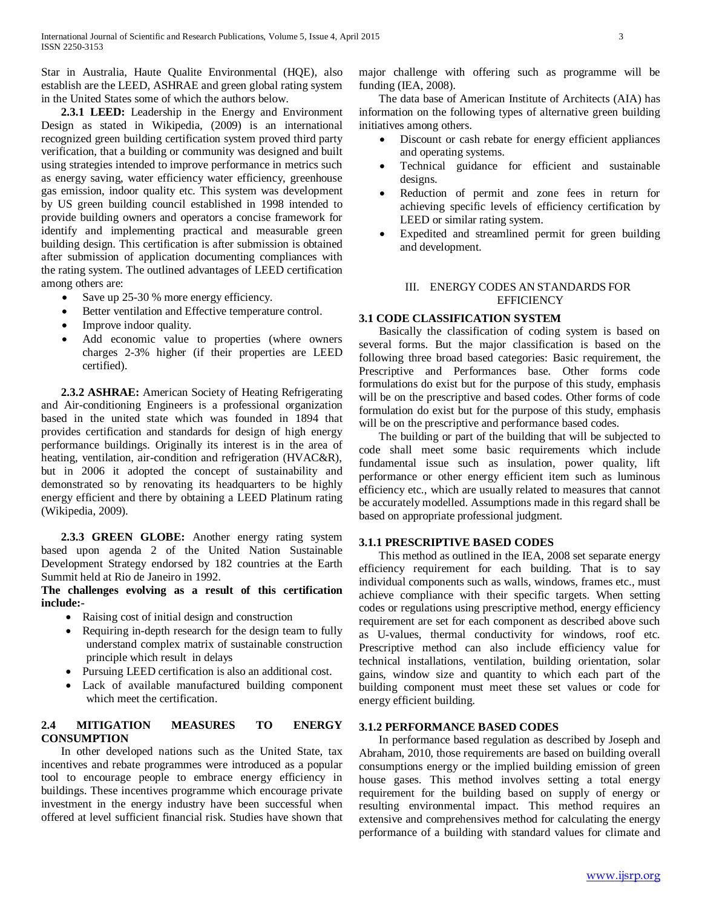Star in Australia, Haute Qualite Environmental (HQE), also establish are the LEED, ASHRAE and green global rating system in the United States some of which the authors below.

**2.3.1 LEED:** Leadership in the Energy and Environment Design as stated in Wikipedia, (2009) is an international recognized green building certification system proved third party verification, that a building or community was designed and built using strategies intended to improve performance in metrics such as energy saving, water efficiency water efficiency, greenhouse gas emission, indoor quality etc. This system was development by US green building council established in 1998 intended to provide building owners and operators a concise framework for identify and implementing practical and measurable green building design. This certification is after submission is obtained after submission of application documenting compliances with the rating system. The outlined advantages of LEED certification among others are:

- Save up 25-30 % more energy efficiency.
- Better ventilation and Effective temperature control.
- Improve indoor quality.
- Add economic value to properties (where owners charges 2-3% higher (if their properties are LEED certified).

**2.3.2 ASHRAE:** American Society of Heating Refrigerating and Air-conditioning Engineers is a professional organization based in the united state which was founded in 1894 that provides certification and standards for design of high energy performance buildings. Originally its interest is in the area of heating, ventilation, air-condition and refrigeration (HVAC&R), but in 2006 it adopted the concept of sustainability and demonstrated so by renovating its headquarters to be highly energy efficient and there by obtaining a LEED Platinum rating (Wikipedia, 2009).

**2.3.3 GREEN GLOBE:** Another energy rating system based upon agenda 2 of the United Nation Sustainable Development Strategy endorsed by 182 countries at the Earth Summit held at Rio de Janeiro in 1992.

**The challenges evolving as a result of this certification include:-**

- Raising cost of initial design and construction
- Requiring in-depth research for the design team to fully understand complex matrix of sustainable construction principle which result in delays
- Pursuing LEED certification is also an additional cost.
- Lack of available manufactured building component which meet the certification.

### 2.4 MITIGATION MEASURES TO ENERGY CONSUMPTION

In other developed nations such as the United State, tax incentives and rebate programmes were introduced as a popular tool to encourage people to embrace energy efficiency in buildings. These incentives programme which encourage private investment in the energy industry have been successful when offered at level sufficient financial risk. Studies have shown that major challenge with offering such as programme will be funding (IEA, 2008).

The data base of American Institute of Architects (AIA) has information on the following types of alternative green building initiatives among others.

- Discount or cash rebate for energy efficient appliances and operating systems.
- Technical guidance for efficient and sustainable designs.
- Reduction of permit and zone fees in return for achieving specific levels of efficiency certification by LEED or similar rating system.
- Expedited and streamlined permit for green building and development.

## III. ENERGY CODES AN STANDARDS FOR EFFICIENCY

### 3.1 CODE CLASSIFICATION SYSTEM

Basically the classification of coding system is based on several forms. But the major classification is based on the following three broad based categories: Basic requirement, the Prescriptive and Performances base. Other forms code formulations do exist but for the purpose of this study, emphasis will be on the prescriptive and based codes. Other forms of code formulation do exist but for the purpose of this study, emphasis will be on the prescriptive and performance based codes.

The building or part of the building that will be subjected to code shall meet some basic requirements which include fundamental issue such as insulation, power quality, lift performance or other energy efficient item such as luminous efficiency etc., which are usually related to measures that cannot be accurately modelled. Assumptions made in this regard shall be based on appropriate professional judgment.

### 3.1.1 PRESCRIPTIVE BASED CODES

This method as outlined in the IEA, 2008 set separate energy efficiency requirement for each building. That is to say individual components such as walls, windows, frames etc., must achieve compliance with their specific targets. When setting codes or regulations using prescriptive method, energy efficiency requirement are set for each component as described above such as U-values, thermal conductivity for windows, roof etc. Prescriptive method can also include efficiency value for technical installations, ventilation, building orientation, solar gains, window size and quantity to which each part of the building component must meet these set values or code for energy efficient building.

### 3.1.2 PERFORMANCE BASED CODES

In performance based regulation as described by Joseph and Abraham, 2010, those requirements are based on building overall consumptions energy or the implied building emission of green house gases. This method involves setting a total energy requirement for the building based on supply of energy or resulting environmental impact. This method requires an extensive and comprehensives method for calculating the energy performance of a building with standard values for climate and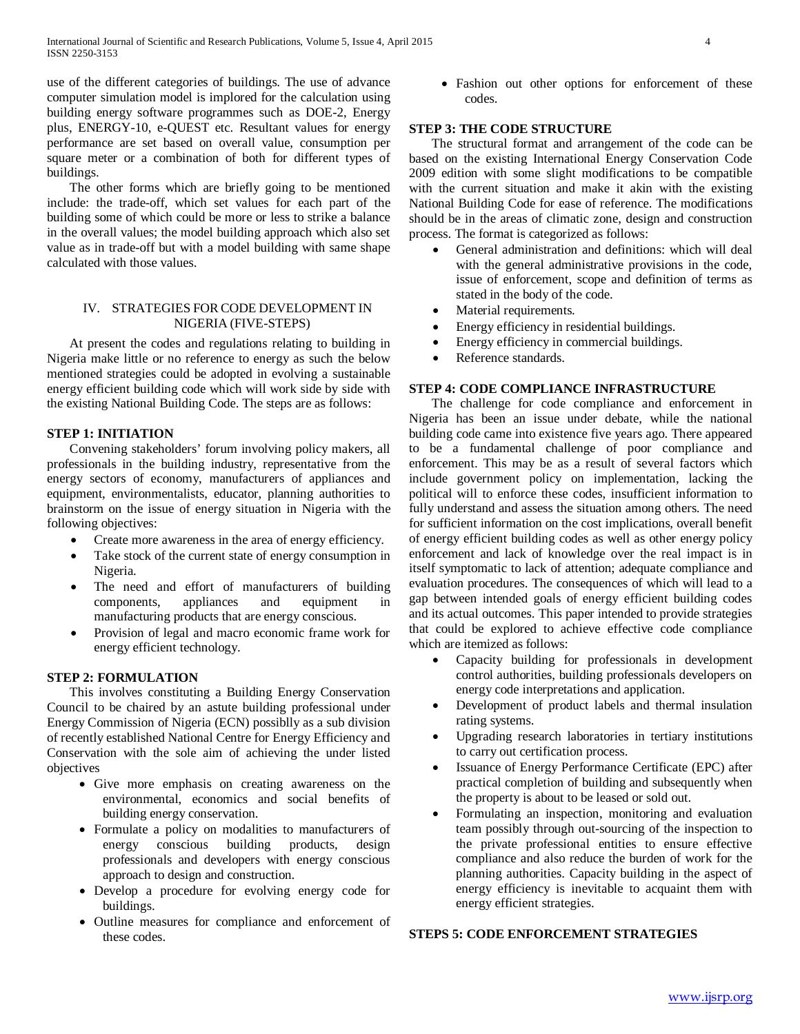use of the different categories of buildings. The use of advance computer simulation model is implored for the calculation using building energy software programmes such as DOE-2, Energy plus, ENERGY-10, e-QUEST etc. Resultant values for energy performance are set based on overall value, consumption per square meter or a combination of both for different types of buildings.

The other forms which are briefly going to be mentioned include: the trade-off, which set values for each part of the building some of which could be more or less to strike a balance in the overall values; the model building approach which also set value as in trade-off but with a model building with same shape calculated with those values.

## IV. STRATEGIES FOR CODE DEVELOPMENT IN NIGERIA (FIVE-STEPS)

At present the codes and regulations relating to building in Nigeria make little or no reference to energy as such the below mentioned strategies could be adopted in evolving a sustainable energy efficient building code which will work side by side with the existing National Building Code. The steps are as follows:

### STEP 1: INITIATION

Convening stakeholders' forum involving policy makers, all professionals in the building industry, representative from the energy sectors of economy, manufacturers of appliances and equipment, environmentalists, educator, planning authorities to brainstorm on the issue of energy situation in Nigeria with the following objectives:

- Create more awareness in the area of energy efficiency.
- Take stock of the current state of energy consumption in Nigeria.
- The need and effort of manufacturers of building components, appliances and equipment in manufacturing products that are energy conscious.
- Provision of legal and macro economic frame work for energy efficient technology.

### STEP 2: FORMULATION

This involves constituting a Building Energy Conservation Council to be chaired by an astute building professional under Energy Commission of Nigeria (ECN) possiblly as a sub division of recently established National Centre for Energy Efficiency and Conservation with the sole aim of achieving the under listed objectives

- Give more emphasis on creating awareness on the environmental, economics and social benefits of building energy conservation.
- Formulate a policy on modalities to manufacturers of energy conscious building products, design professionals and developers with energy conscious approach to design and construction.
- Develop a procedure for evolving energy code for buildings.
- Outline measures for compliance and enforcement of these codes.
- Fashion out other options for enforcement of these codes.

### STEP 3: THE CODE STRUCTURE

The structural format and arrangement of the code can be based on the existing International Energy Conservation Code 2009 edition with some slight modifications to be compatible with the current situation and make it akin with the existing National Building Code for ease of reference. The modifications should be in the areas of climatic zone, design and construction process. The format is categorized as follows:

- General administration and definitions: which will deal with the general administrative provisions in the code, issue of enforcement, scope and definition of terms as stated in the body of the code.
- Material requirements.
- Energy efficiency in residential buildings.
- Energy efficiency in commercial buildings.
- Reference standards.

### STEP 4: CODE COMPLIANCE INFRASTRUCTURE

The challenge for code compliance and enforcement in Nigeria has been an issue under debate, while the national building code came into existence five years ago. There appeared to be a fundamental challenge of poor compliance and enforcement. This may be as a result of several factors which include government policy on implementation, lacking the political will to enforce these codes, insufficient information to fully understand and assess the situation among others. The need for sufficient information on the cost implications, overall benefit of energy efficient building codes as well as other energy policy enforcement and lack of knowledge over the real impact is in itself symptomatic to lack of attention; adequate compliance and evaluation procedures. The consequences of which will lead to a gap between intended goals of energy efficient building codes and its actual outcomes. This paper intended to provide strategies that could be explored to achieve effective code compliance which are itemized as follows:

- Capacity building for professionals in development control authorities, building professionals developers on energy code interpretations and application.
- Development of product labels and thermal insulation rating systems.
- Upgrading research laboratories in tertiary institutions to carry out certification process.
- Issuance of Energy Performance Certificate (EPC) after practical completion of building and subsequently when the property is about to be leased or sold out.
- Formulating an inspection, monitoring and evaluation team possibly through out-sourcing of the inspection to the private professional entities to ensure effective compliance and also reduce the burden of work for the planning authorities. Capacity building in the aspect of energy efficiency is inevitable to acquaint them with energy efficient strategies.

### STEPS 5: CODE ENFORCEMENT STRATEGIES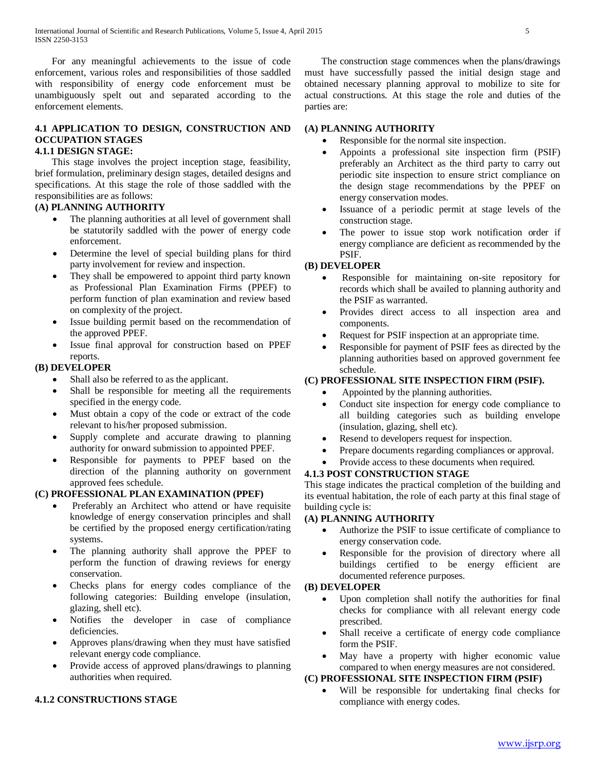For any meaningful achievements to the issue of code enforcement, various roles and responsibilities of those saddled with responsibility of energy code enforcement must be unambiguously spelt out and separated according to the enforcement elements.

### 4.1 APPLICATION TO DESIGN, CONSTRUCTION AND OCCUPATION STAGES

#### 4.1.1 DESIGN STAGE:

This stage involves the project inception stage, feasibility, brief formulation, preliminary design stages, detailed designs and specifications. At this stage the role of those saddled with the responsibilities are as follows:

**(A) PLANNING AUTHORITY**

- The planning authorities at all level of government shall be statutorily saddled with the power of energy code enforcement.
- Determine the level of special building plans for third party involvement for review and inspection.
- They shall be empowered to appoint third party known as Professional Plan Examination Firms (PPEF) to perform function of plan examination and review based on complexity of the project.
- Issue building permit based on the recommendation of the approved PPEF.
- Issue final approval for construction based on PPEF reports.

**(B) DEVELOPER**

- Shall also be referred to as the applicant.
- Shall be responsible for meeting all the requirements specified in the energy code.
- Must obtain a copy of the code or extract of the code relevant to his/her proposed submission.
- Supply complete and accurate drawing to planning authority for onward submission to appointed PPEF.
- Responsible for payments to PPEF based on the direction of the planning authority on government approved fees schedule.

**(C) PROFESSIONAL PLAN EXAMINATION (PPEF)**

- Preferably an Architect who attend or have requisite knowledge of energy conservation principles and shall be certified by the proposed energy certification/rating systems.
- The planning authority shall approve the PPEF to perform the function of drawing reviews for energy conservation.
- Checks plans for energy codes compliance of the following categories: Building envelope (insulation, glazing, shell etc).
- Notifies the developer in case of compliance deficiencies.
- Approves plans/drawing when they must have satisfied relevant energy code compliance.
- Provide access of approved plans/drawings to planning authorities when required.

#### 4.1.2 CONSTRUCTIONS STAGE

The construction stage commences when the plans/drawings must have successfully passed the initial design stage and obtained necessary planning approval to mobilize to site for actual constructions. At this stage the role and duties of the parties are:

**(A) PLANNING AUTHORITY**

- Responsible for the normal site inspection.
- Appoints a professional site inspection firm (PSIF) preferably an Architect as the third party to carry out periodic site inspection to ensure strict compliance on the design stage recommendations by the PPEF on energy conservation modes.
- Issuance of a periodic permit at stage levels of the construction stage.
- The power to issue stop work notification order if energy compliance are deficient as recommended by the PSIF.

**(B) DEVELOPER**

- Responsible for maintaining on-site repository for records which shall be availed to planning authority and the PSIF as warranted.
- Provides direct access to all inspection area and components.
- Request for PSIF inspection at an appropriate time.
- Responsible for payment of PSIF fees as directed by the planning authorities based on approved government fee schedule.

**(C) PROFESSIONAL SITE INSPECTION FIRM (PSIF).**

- Appointed by the planning authorities.
- Conduct site inspection for energy code compliance to all building categories such as building envelope (insulation, glazing, shell etc).
- Resend to developers request for inspection.
- Prepare documents regarding compliances or approval.
- Provide access to these documents when required.

#### 4.1.3 POST CONSTRUCTION STAGE

This stage indicates the practical completion of the building and its eventual habitation, the role of each party at this final stage of building cycle is:

**(A) PLANNING AUTHORITY**

- Authorize the PSIF to issue certificate of compliance to energy conservation code.
- Responsible for the provision of directory where all buildings certified to be energy efficient are documented reference purposes.

**(B) DEVELOPER**

- Upon completion shall notify the authorities for final checks for compliance with all relevant energy code prescribed.
- Shall receive a certificate of energy code compliance form the PSIF.
- May have a property with higher economic value compared to when energy measures are not considered.

**(C) PROFESSIONAL SITE INSPECTION FIRM (PSIF)**

- Will be responsible for undertaking final checks for compliance with energy codes.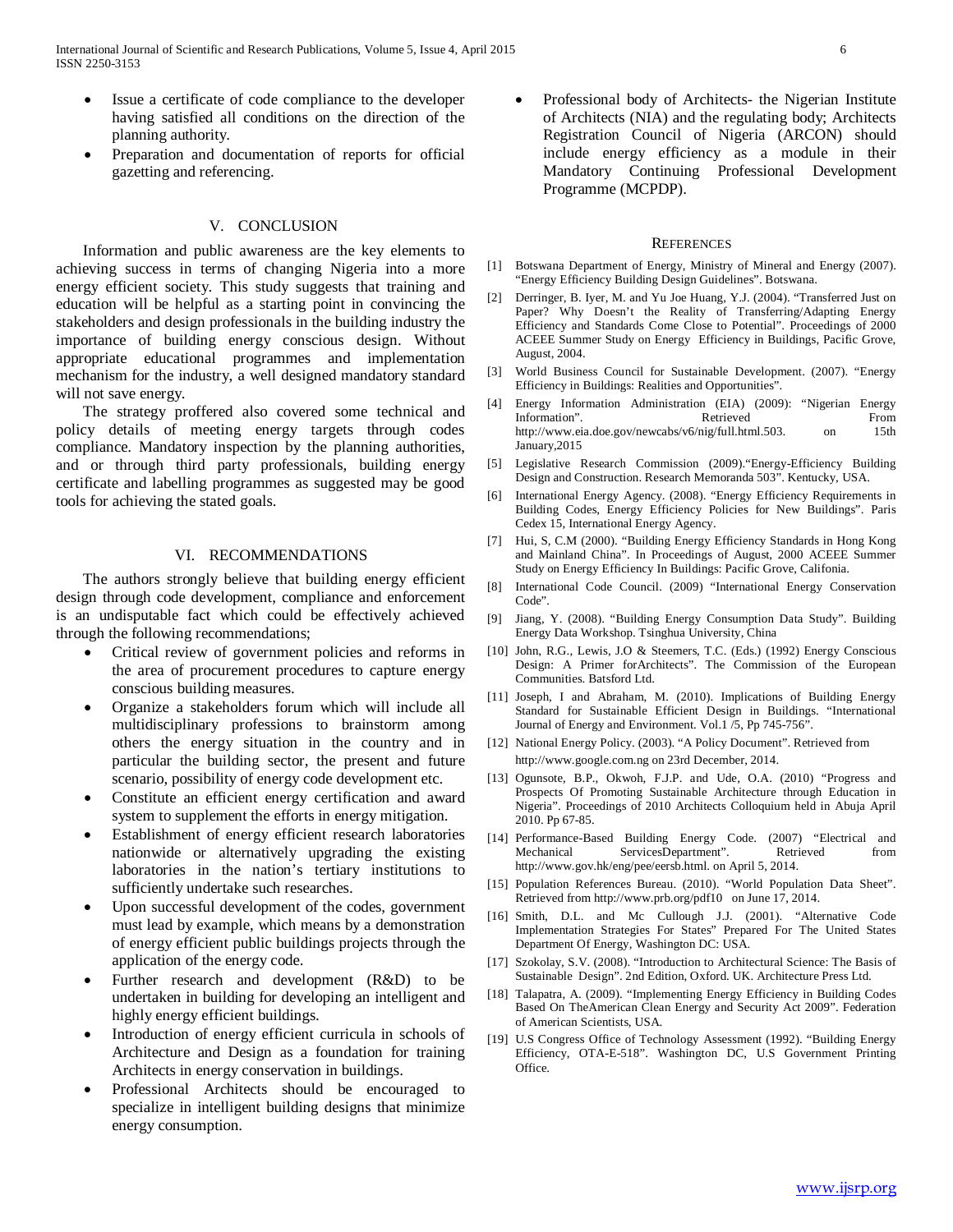- Issue a certificate of code compliance to the developer having satisfied all conditions on the direction of the planning authority.
- Preparation and documentation of reports for official gazetting and referencing.

## V. CONCLUSION

Information and public awareness are the key elements to achieving success in terms of changing Nigeria into a more energy efficient society. This study suggests that training and education will be helpful as a starting point in convincing the stakeholders and design professionals in the building industry the importance of building energy conscious design. Without appropriate educational programmes and implementation mechanism for the industry, a well designed mandatory standard will not save energy.

The strategy proffered also covered some technical and policy details of meeting energy targets through codes compliance. Mandatory inspection by the planning authorities, and or through third party professionals, building energy certificate and labelling programmes as suggested may be good tools for achieving the stated goals.

## VI. RECOMMENDATIONS

The authors strongly believe that building energy efficient design through code development, compliance and enforcement is an undisputable fact which could be effectively achieved through the following recommendations;

- Critical review of government policies and reforms in the area of procurement procedures to capture energy conscious building measures.
- Organize a stakeholders forum which will include all multidisciplinary professions to brainstorm among others the energy situation in the country and in particular the building sector, the present and future scenario, possibility of energy code development etc.
- Constitute an efficient energy certification and award system to supplement the efforts in energy mitigation.
- Establishment of energy efficient research laboratories nationwide or alternatively upgrading the existing laboratories in the nation's tertiary institutions to sufficiently undertake such researches.
- Upon successful development of the codes, government must lead by example, which means by a demonstration of energy efficient public buildings projects through the application of the energy code.
- Further research and development (R&D) to be undertaken in building for developing an intelligent and highly energy efficient buildings.
- Introduction of energy efficient curricula in schools of Architecture and Design as a foundation for training Architects in energy conservation in buildings.
- Professional Architects should be encouraged to specialize in intelligent building designs that minimize energy consumption.
- Professional body of Architects- the Nigerian Institute of Architects (NIA) and the regulating body; Architects Registration Council of Nigeria (ARCON) should include energy efficiency as a module in their Mandatory Continuing Professional Development Programme (MCPDP).

## REFERENCES

[1] Botswana Department of Energy, Ministry of Mineral and Energy (2007). "Energy Efficiency Building Design Guidelines". Botswana.

[2] Derringer, B. Iyer, M. and Yu Joe Huang, Y.J. (2004). "Transferred Just on Paper? Why Doesn't the Reality of Transferring/Adapting Energy Efficiency and Standards Come Close to Potential". Proceedings of 2000 ACEEE Summer Study on Energy Efficiency in Buildings, Pacific Grove, August, 2004.

[3] World Business Council for Sustainable Development. (2007). "Energy Efficiency in Buildings: Realities and Opportunities".

[4] Energy Information Administration (EIA) (2009): "Nigerian Energy Information". Retrieved From http://www.eia.doe.gov/newcabs/v6/nig/full.html.503. on 15th January,2015

[5] Legislative Research Commission (2009)."Energy-Efficiency Building Design and Construction. Research Memoranda 503". Kentucky, USA.

[6] International Energy Agency. (2008). "Energy Efficiency Requirements in Building Codes, Energy Efficiency Policies for New Buildings". Paris Cedex 15, International Energy Agency.

[7] Hui, S, C.M (2000). "Building Energy Efficiency Standards in Hong Kong and Mainland China". In Proceedings of August, 2000 ACEEE Summer Study on Energy Efficiency In Buildings: Pacific Grove, Califonia.

[8] International Code Council. (2009) "International Energy Conservation Code".

[9] Jiang, Y. (2008). "Building Energy Consumption Data Study". Building Energy Data Workshop. Tsinghua University, China

[10] John, R.G., Lewis, J.O & Steemers, T.C. (Eds.) (1992) Energy Conscious Design: A Primer forArchitects". The Commission of the European Communities. Batsford Ltd.

[11] Joseph, I and Abraham, M. (2010). Implications of Building Energy Standard for Sustainable Efficient Design in Buildings. "International Journal of Energy and Environment. Vol.1 /5, Pp 745-756".

[12] National Energy Policy. (2003). "A Policy Document". Retrieved from http://www.google.com.ng on 23rd December, 2014.

[13] Ogunsote, B.P., Okwoh, F.J.P. and Ude, O.A. (2010) "Progress and Prospects Of Promoting Sustainable Architecture through Education in Nigeria". Proceedings of 2010 Architects Colloquium held in Abuja April 2010. Pp 67-85.

[14] Performance-Based Building Energy Code. (2007) "Electrical and Mechanical ServicesDepartment". Retrieved from http://www.gov.hk/eng/pee/eersb.html. on April 5, 2014.

[15] Population References Bureau. (2010). "World Population Data Sheet". Retrieved from http://www.prb.org/pdf10 on June 17, 2014.

[16] Smith, D.L. and Mc Cullough J.J. (2001). "Alternative Code Implementation Strategies For States" Prepared For The United States Department Of Energy, Washington DC: USA.

[17] Szokolay, S.V. (2008). "Introduction to Architectural Science: The Basis of Sustainable Design". 2nd Edition, Oxford. UK. Architecture Press Ltd.

[18] Talapatra, A. (2009). "Implementing Energy Efficiency in Building Codes Based On TheAmerican Clean Energy and Security Act 2009". Federation of American Scientists, USA.

[19] U.S Congress Office of Technology Assessment (1992). "Building Energy Efficiency, OTA-E-518". Washington DC, U.S Government Printing Office.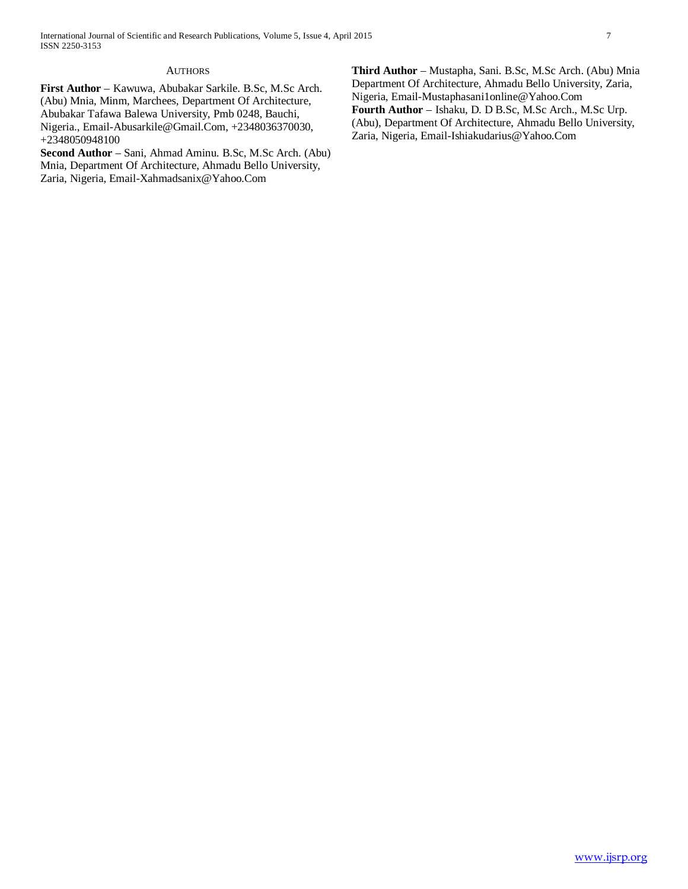## AUTHORS

**First Author** – Kawuwa, Abubakar Sarkile. B.Sc, M.Sc Arch. (Abu) Mnia, Minm, Marchees, Department Of Architecture, Abubakar Tafawa Balewa University, Pmb 0248, Bauchi, Nigeria., Email-Abusarkile@Gmail.Com, +2348036370030, +2348050948100

**Second Author** – Sani, Ahmad Aminu. B.Sc, M.Sc Arch. (Abu) Mnia, Department Of Architecture, Ahmadu Bello University, Zaria, Nigeria, Email-Xahmadsanix@Yahoo.Com

**Third Author** – Mustapha, Sani. B.Sc, M.Sc Arch. (Abu) Mnia Department Of Architecture, Ahmadu Bello University, Zaria, Nigeria, Email-Mustaphasani1online@Yahoo.Com

**Fourth Author** – Ishaku, D. D B.Sc, M.Sc Arch., M.Sc Urp. (Abu), Department Of Architecture, Ahmadu Bello University, Zaria, Nigeria, Email-Ishiakudarius@Yahoo.Com